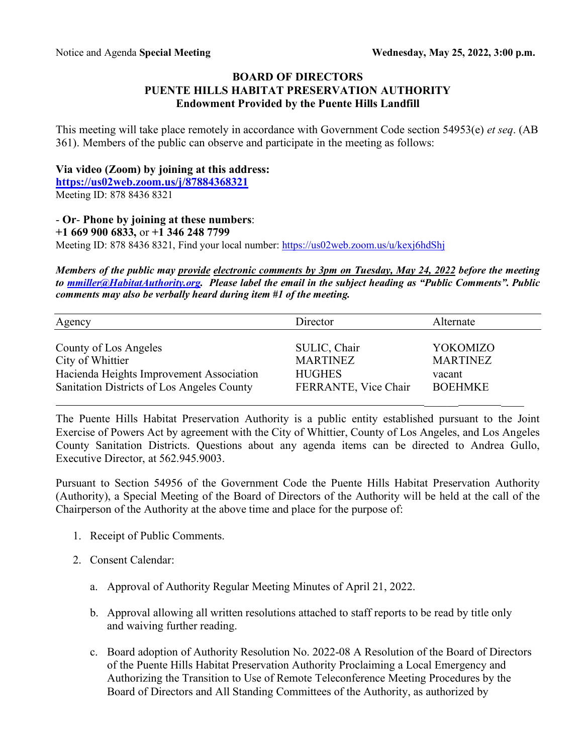Notice and Agenda **Special Meeting** **Wednesday, May 25, 2022, 3:00 p.m.**

# BOARD OF DIRECTORS
# PUENTE HILLS HABITAT PRESERVATION AUTHORITY
## Endowment Provided by the Puente Hills Landfill

This meeting will take place remotely in accordance with Government Code section 54953(e) *et seq*. (AB 361). Members of the public can observe and participate in the meeting as follows:

**Via video (Zoom) by joining at this address:**
**https://us02web.zoom.us/j/87884368321**
Meeting ID: 878 8436 8321

\- **Or**- **Phone by joining at these numbers**:
**+1 669 900 6833,** or **+1 346 248 7799**
Meeting ID: 878 8436 8321, Find your local number: https://us02web.zoom.us/u/kexj6hdShj

***Members of the public may provide electronic comments by 3pm on Tuesday, May 24, 2022 before the meeting to mmiller@HabitatAuthority.org. Please label the email in the subject heading as "Public Comments". Public comments may also be verbally heard during item #1 of the meeting.***

| Agency | Director | Alternate |
|---|---|---|
| County of Los Angeles | SULIC, Chair | YOKOMIZO |
| City of Whittier | MARTINEZ | MARTINEZ |
| Hacienda Heights Improvement Association | HUGHES | vacant |
| Sanitation Districts of Los Angeles County | FERRANTE, Vice Chair | BOEHMKE |

The Puente Hills Habitat Preservation Authority is a public entity established pursuant to the Joint Exercise of Powers Act by agreement with the City of Whittier, County of Los Angeles, and Los Angeles County Sanitation Districts. Questions about any agenda items can be directed to Andrea Gullo, Executive Director, at 562.945.9003.

Pursuant to Section 54956 of the Government Code the Puente Hills Habitat Preservation Authority (Authority), a Special Meeting of the Board of Directors of the Authority will be held at the call of the Chairperson of the Authority at the above time and place for the purpose of:

1. Receipt of Public Comments.

2. Consent Calendar:

    a. Approval of Authority Regular Meeting Minutes of April 21, 2022.

    b. Approval allowing all written resolutions attached to staff reports to be read by title only and waiving further reading.

    c. Board adoption of Authority Resolution No. 2022-08 A Resolution of the Board of Directors of the Puente Hills Habitat Preservation Authority Proclaiming a Local Emergency and Authorizing the Transition to Use of Remote Teleconference Meeting Procedures by the Board of Directors and All Standing Committees of the Authority, as authorized by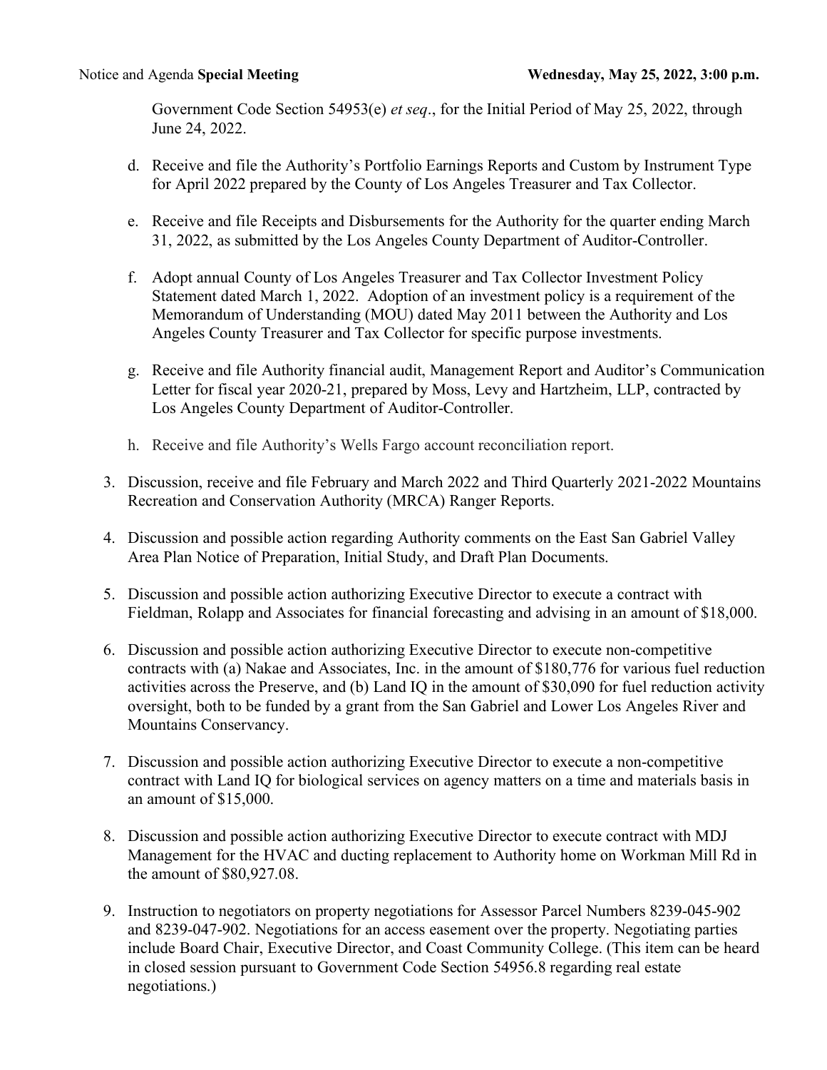Government Code Section 54953(e) *et seq*., for the Initial Period of May 25, 2022, through June 24, 2022.

d. Receive and file the Authority's Portfolio Earnings Reports and Custom by Instrument Type for April 2022 prepared by the County of Los Angeles Treasurer and Tax Collector.

e. Receive and file Receipts and Disbursements for the Authority for the quarter ending March 31, 2022, as submitted by the Los Angeles County Department of Auditor-Controller.

f. Adopt annual County of Los Angeles Treasurer and Tax Collector Investment Policy Statement dated March 1, 2022. Adoption of an investment policy is a requirement of the Memorandum of Understanding (MOU) dated May 2011 between the Authority and Los Angeles County Treasurer and Tax Collector for specific purpose investments.

g. Receive and file Authority financial audit, Management Report and Auditor's Communication Letter for fiscal year 2020-21, prepared by Moss, Levy and Hartzheim, LLP, contracted by Los Angeles County Department of Auditor-Controller.

h. Receive and file Authority's Wells Fargo account reconciliation report.

3. Discussion, receive and file February and March 2022 and Third Quarterly 2021-2022 Mountains Recreation and Conservation Authority (MRCA) Ranger Reports.

4. Discussion and possible action regarding Authority comments on the East San Gabriel Valley Area Plan Notice of Preparation, Initial Study, and Draft Plan Documents.

5. Discussion and possible action authorizing Executive Director to execute a contract with Fieldman, Rolapp and Associates for financial forecasting and advising in an amount of $18,000.

6. Discussion and possible action authorizing Executive Director to execute non-competitive contracts with (a) Nakae and Associates, Inc. in the amount of $180,776 for various fuel reduction activities across the Preserve, and (b) Land IQ in the amount of $30,090 for fuel reduction activity oversight, both to be funded by a grant from the San Gabriel and Lower Los Angeles River and Mountains Conservancy.

7. Discussion and possible action authorizing Executive Director to execute a non-competitive contract with Land IQ for biological services on agency matters on a time and materials basis in an amount of $15,000.

8. Discussion and possible action authorizing Executive Director to execute contract with MDJ Management for the HVAC and ducting replacement to Authority home on Workman Mill Rd in the amount of $80,927.08.

9. Instruction to negotiators on property negotiations for Assessor Parcel Numbers 8239-045-902 and 8239-047-902. Negotiations for an access easement over the property. Negotiating parties include Board Chair, Executive Director, and Coast Community College. (This item can be heard in closed session pursuant to Government Code Section 54956.8 regarding real estate negotiations.)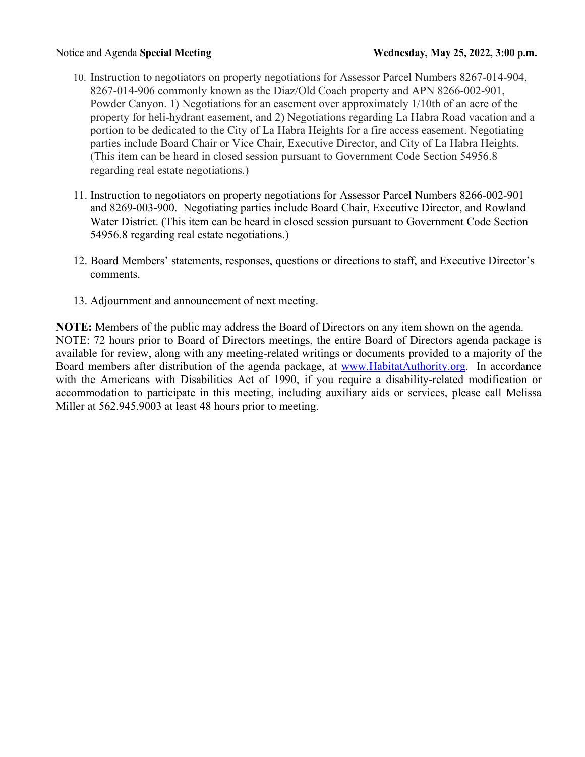10. Instruction to negotiators on property negotiations for Assessor Parcel Numbers 8267-014-904, 8267-014-906 commonly known as the Diaz/Old Coach property and APN 8266-002-901, Powder Canyon. 1) Negotiations for an easement over approximately 1/10th of an acre of the property for heli-hydrant easement, and 2) Negotiations regarding La Habra Road vacation and a portion to be dedicated to the City of La Habra Heights for a fire access easement. Negotiating parties include Board Chair or Vice Chair, Executive Director, and City of La Habra Heights. (This item can be heard in closed session pursuant to Government Code Section 54956.8 regarding real estate negotiations.)

11. Instruction to negotiators on property negotiations for Assessor Parcel Numbers 8266-002-901 and 8269-003-900. Negotiating parties include Board Chair, Executive Director, and Rowland Water District. (This item can be heard in closed session pursuant to Government Code Section 54956.8 regarding real estate negotiations.)

12. Board Members' statements, responses, questions or directions to staff, and Executive Director's comments.

13. Adjournment and announcement of next meeting.

**NOTE:** Members of the public may address the Board of Directors on any item shown on the agenda.
NOTE: 72 hours prior to Board of Directors meetings, the entire Board of Directors agenda package is available for review, along with any meeting-related writings or documents provided to a majority of the Board members after distribution of the agenda package, at [www.HabitatAuthority.org](http://www.HabitatAuthority.org). In accordance with the Americans with Disabilities Act of 1990, if you require a disability-related modification or accommodation to participate in this meeting, including auxiliary aids or services, please call Melissa Miller at 562.945.9003 at least 48 hours prior to meeting.